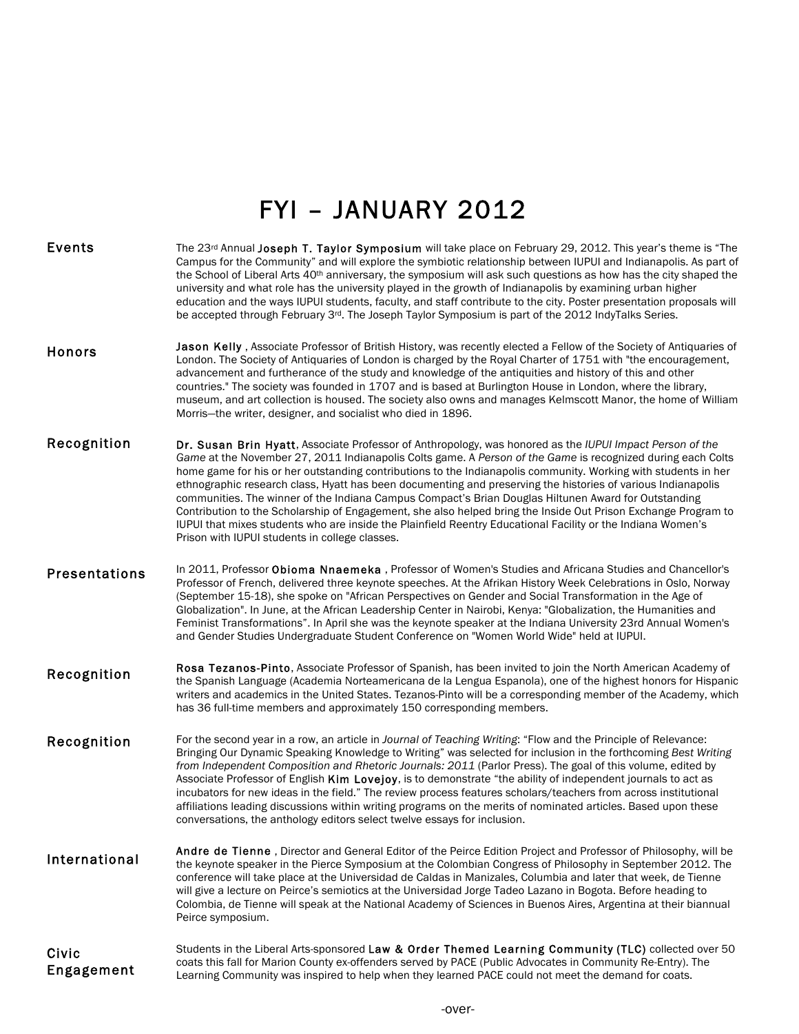# FYI – JANUARY 2012

## Events

The 23rd Annual **Joseph T. Taylor Symposium** will take place on February 29, 2012. This year's theme is "The Campus for the Community" and will explore the symbiotic relationship between IUPUI and Indianapolis. As part of the School of Liberal Arts 40th anniversary, the symposium will ask such questions as how has the city shaped the university and what role has the university played in the growth of Indianapolis by examining urban higher education and the ways IUPUI students, faculty, and staff contribute to the city. Poster presentation proposals will be accepted through February 3rd. The Joseph Taylor Symposium is part of the 2012 IndyTalks Series.

## Honors

**Jason Kelly** , Associate Professor of British History, was recently elected a Fellow of the Society of Antiquaries of London. The Society of Antiquaries of London is charged by the Royal Charter of 1751 with "the encouragement, advancement and furtherance of the study and knowledge of the antiquities and history of this and other countries." The society was founded in 1707 and is based at Burlington House in London, where the library, museum, and art collection is housed. The society also owns and manages Kelmscott Manor, the home of William Morris—the writer, designer, and socialist who died in 1896.

## Recognition

**Dr. Susan Brin Hyatt**, Associate Professor of Anthropology, was honored as the *IUPUI Impact Person of the Game* at the November 27, 2011 Indianapolis Colts game. A *Person of the Game* is recognized during each Colts home game for his or her outstanding contributions to the Indianapolis community. Working with students in her ethnographic research class, Hyatt has been documenting and preserving the histories of various Indianapolis communities. The winner of the Indiana Campus Compact's Brian Douglas Hiltunen Award for Outstanding Contribution to the Scholarship of Engagement, she also helped bring the Inside Out Prison Exchange Program to IUPUI that mixes students who are inside the Plainfield Reentry Educational Facility or the Indiana Women's Prison with IUPUI students in college classes.

## Presentations

In 2011, Professor **Obioma Nnaemeka** , Professor of Women's Studies and Africana Studies and Chancellor's Professor of French, delivered three keynote speeches. At the Afrikan History Week Celebrations in Oslo, Norway (September 15-18), she spoke on "African Perspectives on Gender and Social Transformation in the Age of Globalization". In June, at the African Leadership Center in Nairobi, Kenya: "Globalization, the Humanities and Feminist Transformations". In April she was the keynote speaker at the Indiana University 23rd Annual Women's and Gender Studies Undergraduate Student Conference on "Women World Wide" held at IUPUI.

## Recognition

**Rosa Tezanos-Pinto**, Associate Professor of Spanish, has been invited to join the North American Academy of the Spanish Language (Academia Norteamericana de la Lengua Espanola), one of the highest honors for Hispanic writers and academics in the United States. Tezanos-Pinto will be a corresponding member of the Academy, which has 36 full-time members and approximately 150 corresponding members.

## Recognition

For the second year in a row, an article in *Journal of Teaching Writing*: "Flow and the Principle of Relevance: Bringing Our Dynamic Speaking Knowledge to Writing" was selected for inclusion in the forthcoming *Best Writing from Independent Composition and Rhetoric Journals: 2011* (Parlor Press). The goal of this volume, edited by Associate Professor of English **Kim Lovejoy**, is to demonstrate "the ability of independent journals to act as incubators for new ideas in the field." The review process features scholars/teachers from across institutional affiliations leading discussions within writing programs on the merits of nominated articles. Based upon these conversations, the anthology editors select twelve essays for inclusion.

## International

**Andre de Tienne** , Director and General Editor of the Peirce Edition Project and Professor of Philosophy, will be the keynote speaker in the Pierce Symposium at the Colombian Congress of Philosophy in September 2012. The conference will take place at the Universidad de Caldas in Manizales, Columbia and later that week, de Tienne will give a lecture on Peirce's semiotics at the Universidad Jorge Tadeo Lazano in Bogota. Before heading to Colombia, de Tienne will speak at the National Academy of Sciences in Buenos Aires, Argentina at their biannual Peirce symposium.

## Civic Engagement

Students in the Liberal Arts-sponsored **Law & Order Themed Learning Community (TLC)** collected over 50 coats this fall for Marion County ex-offenders served by PACE (Public Advocates in Community Re-Entry). The Learning Community was inspired to help when they learned PACE could not meet the demand for coats.

-over-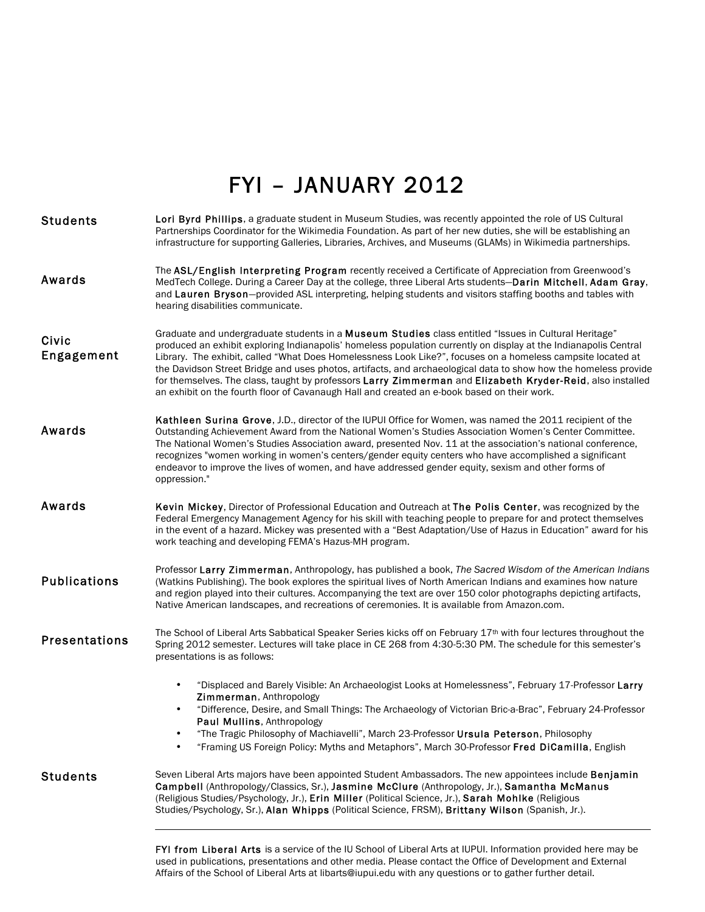# FYI – JANUARY 2012

**Students**

**Lori Byrd Phillips**, a graduate student in Museum Studies, was recently appointed the role of US Cultural Partnerships Coordinator for the Wikimedia Foundation. As part of her new duties, she will be establishing an infrastructure for supporting Galleries, Libraries, Archives, and Museums (GLAMs) in Wikimedia partnerships.

**Awards**

The **ASL/English Interpreting Program** recently received a Certificate of Appreciation from Greenwood's MedTech College. During a Career Day at the college, three Liberal Arts students—**Darin Mitchell**, **Adam Gray**, and **Lauren Bryson**—provided ASL interpreting, helping students and visitors staffing booths and tables with hearing disabilities communicate.

**Civic Engagement**

Graduate and undergraduate students in a **Museum Studies** class entitled "Issues in Cultural Heritage" produced an exhibit exploring Indianapolis' homeless population currently on display at the Indianapolis Central Library. The exhibit, called "What Does Homelessness Look Like?", focuses on a homeless campsite located at the Davidson Street Bridge and uses photos, artifacts, and archaeological data to show how the homeless provide for themselves. The class, taught by professors **Larry Zimmerman** and **Elizabeth Kryder-Reid**, also installed an exhibit on the fourth floor of Cavanaugh Hall and created an e-book based on their work.

**Awards**

**Kathleen Surina Grove**, J.D., director of the IUPUI Office for Women, was named the 2011 recipient of the Outstanding Achievement Award from the National Women's Studies Association Women's Center Committee. The National Women's Studies Association award, presented Nov. 11 at the association's national conference, recognizes "women working in women's centers/gender equity centers who have accomplished a significant endeavor to improve the lives of women, and have addressed gender equity, sexism and other forms of oppression."

**Awards**

**Kevin Mickey**, Director of Professional Education and Outreach at **The Polis Center**, was recognized by the Federal Emergency Management Agency for his skill with teaching people to prepare for and protect themselves in the event of a hazard. Mickey was presented with a "Best Adaptation/Use of Hazus in Education" award for his work teaching and developing FEMA's Hazus-MH program.

**Publications**

Professor **Larry Zimmerman**, Anthropology, has published a book, *The Sacred Wisdom of the American Indians* (Watkins Publishing). The book explores the spiritual lives of North American Indians and examines how nature and region played into their cultures. Accompanying the text are over 150 color photographs depicting artifacts, Native American landscapes, and recreations of ceremonies. It is available from Amazon.com.

**Presentations**

The School of Liberal Arts Sabbatical Speaker Series kicks off on February 17th with four lectures throughout the Spring 2012 semester. Lectures will take place in CE 268 from 4:30-5:30 PM. The schedule for this semester's presentations is as follows:

- "Displaced and Barely Visible: An Archaeologist Looks at Homelessness", February 17-Professor **Larry Zimmerman**, Anthropology
- "Difference, Desire, and Small Things: The Archaeology of Victorian Bric-a-Brac", February 24-Professor **Paul Mullins**, Anthropology
- "The Tragic Philosophy of Machiavelli", March 23-Professor **Ursula Peterson**, Philosophy
- "Framing US Foreign Policy: Myths and Metaphors", March 30-Professor **Fred DiCamilla**, English

**Students**

Seven Liberal Arts majors have been appointed Student Ambassadors. The new appointees include **Benjamin Campbell** (Anthropology/Classics, Sr.), **Jasmine McClure** (Anthropology, Jr.), **Samantha McManus** (Religious Studies/Psychology, Jr.), **Erin Miller** (Political Science, Jr.), **Sarah Mohlke** (Religious Studies/Psychology, Sr.), **Alan Whipps** (Political Science, FRSM), **Brittany Wilson** (Spanish, Jr.).

---

**FYI from Liberal Arts** is a service of the IU School of Liberal Arts at IUPUI. Information provided here may be used in publications, presentations and other media. Please contact the Office of Development and External Affairs of the School of Liberal Arts at libarts@iupui.edu with any questions or to gather further detail.